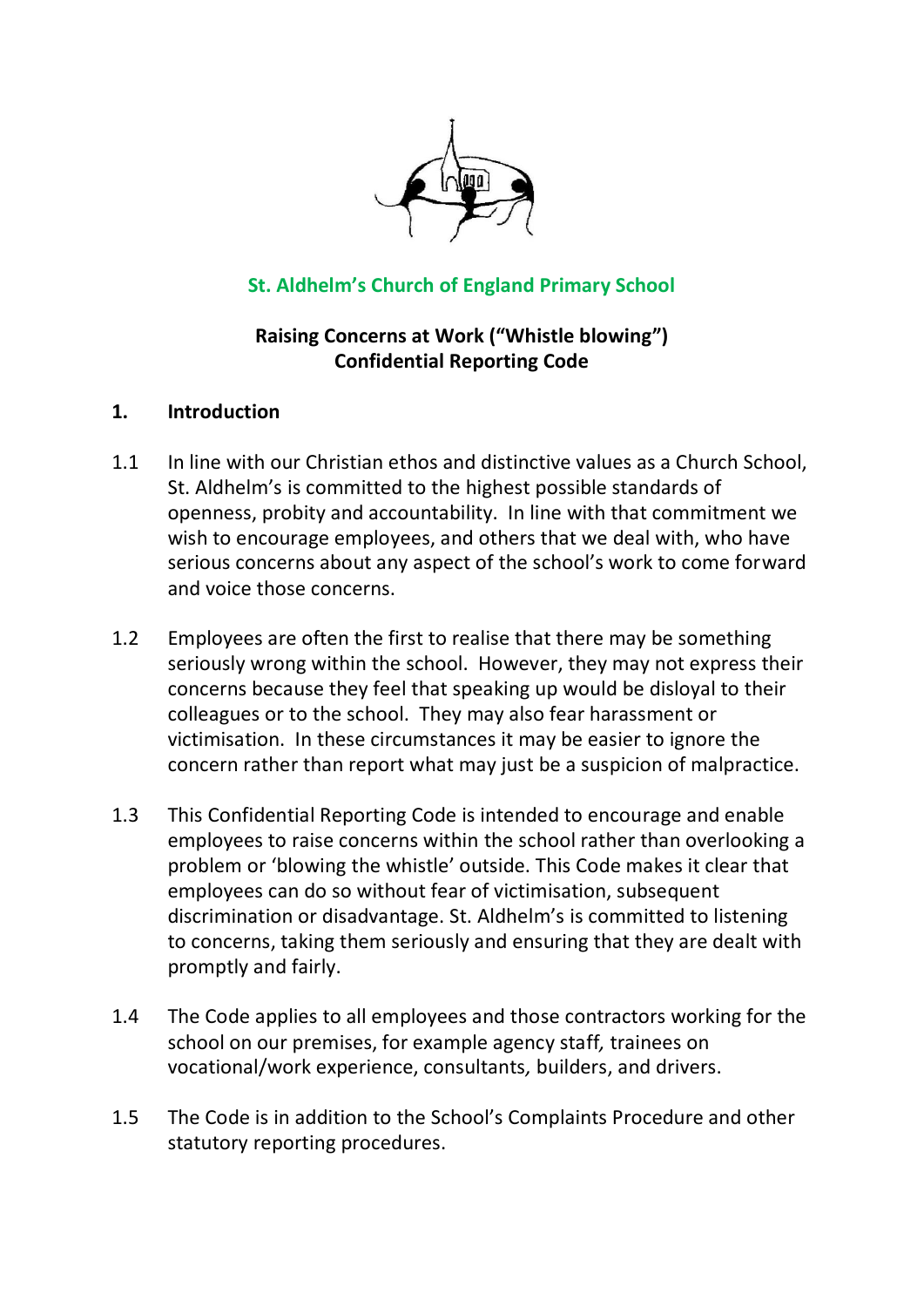**St. Aldhelm's Church of England Primary School**

# Raising Concerns at Work ("Whistle blowing") Confidential Reporting Code

## 1. Introduction

1.1 In line with our Christian ethos and distinctive values as a Church School, St. Aldhelm's is committed to the highest possible standards of openness, probity and accountability. In line with that commitment we wish to encourage employees, and others that we deal with, who have serious concerns about any aspect of the school's work to come forward and voice those concerns.

1.2 Employees are often the first to realise that there may be something seriously wrong within the school. However, they may not express their concerns because they feel that speaking up would be disloyal to their colleagues or to the school. They may also fear harassment or victimisation. In these circumstances it may be easier to ignore the concern rather than report what may just be a suspicion of malpractice.

1.3 This Confidential Reporting Code is intended to encourage and enable employees to raise concerns within the school rather than overlooking a problem or 'blowing the whistle' outside. This Code makes it clear that employees can do so without fear of victimisation, subsequent discrimination or disadvantage. St. Aldhelm's is committed to listening to concerns, taking them seriously and ensuring that they are dealt with promptly and fairly.

1.4 The Code applies to all employees and those contractors working for the school on our premises, for example agency staff, trainees on vocational/work experience, consultants, builders, and drivers.

1.5 The Code is in addition to the School's Complaints Procedure and other statutory reporting procedures.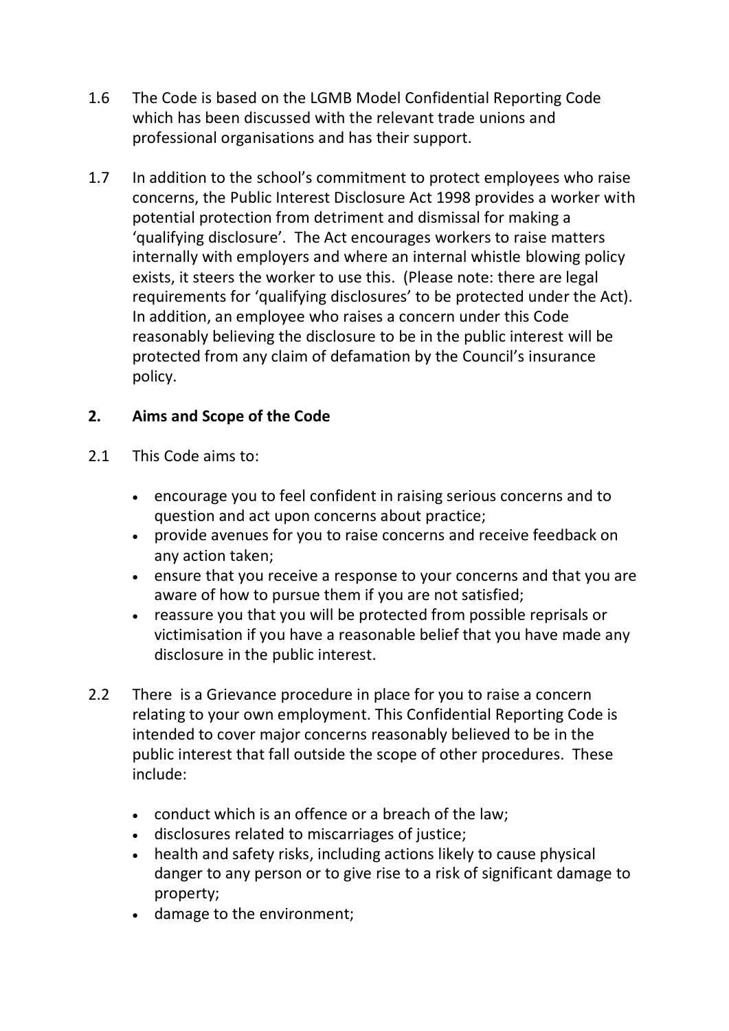1.6 The Code is based on the LGMB Model Confidential Reporting Code which has been discussed with the relevant trade unions and professional organisations and has their support.

1.7 In addition to the school's commitment to protect employees who raise concerns, the Public Interest Disclosure Act 1998 provides a worker with potential protection from detriment and dismissal for making a 'qualifying disclosure'. The Act encourages workers to raise matters internally with employers and where an internal whistle blowing policy exists, it steers the worker to use this. (Please note: there are legal requirements for 'qualifying disclosures' to be protected under the Act). In addition, an employee who raises a concern under this Code reasonably believing the disclosure to be in the public interest will be protected from any claim of defamation by the Council's insurance policy.

## 2. Aims and Scope of the Code

2.1 This Code aims to:

- encourage you to feel confident in raising serious concerns and to question and act upon concerns about practice;
- provide avenues for you to raise concerns and receive feedback on any action taken;
- ensure that you receive a response to your concerns and that you are aware of how to pursue them if you are not satisfied;
- reassure you that you will be protected from possible reprisals or victimisation if you have a reasonable belief that you have made any disclosure in the public interest.

2.2 There is a Grievance procedure in place for you to raise a concern relating to your own employment. This Confidential Reporting Code is intended to cover major concerns reasonably believed to be in the public interest that fall outside the scope of other procedures. These include:

- conduct which is an offence or a breach of the law;
- disclosures related to miscarriages of justice;
- health and safety risks, including actions likely to cause physical danger to any person or to give rise to a risk of significant damage to property;
- damage to the environment;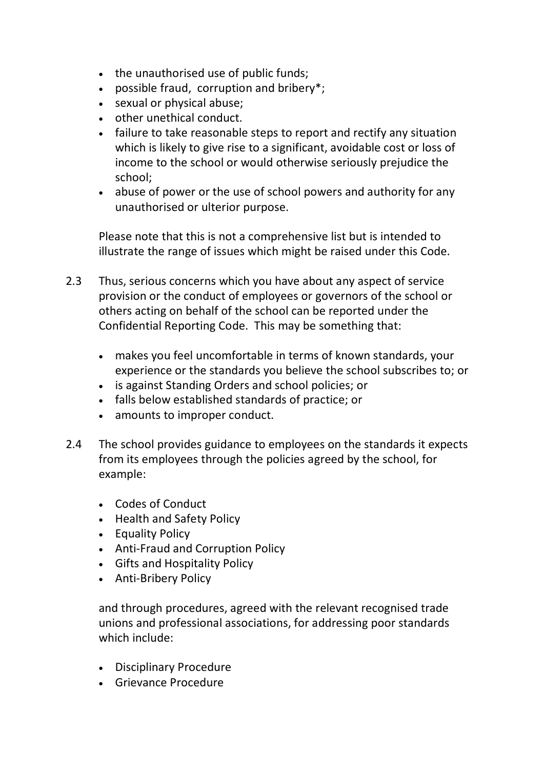- the unauthorised use of public funds;
- possible fraud, corruption and bribery*;
- sexual or physical abuse;
- other unethical conduct.
- failure to take reasonable steps to report and rectify any situation which is likely to give rise to a significant, avoidable cost or loss of income to the school or would otherwise seriously prejudice the school;
- abuse of power or the use of school powers and authority for any unauthorised or ulterior purpose.

Please note that this is not a comprehensive list but is intended to illustrate the range of issues which might be raised under this Code.

2.3 Thus, serious concerns which you have about any aspect of service provision or the conduct of employees or governors of the school or others acting on behalf of the school can be reported under the Confidential Reporting Code. This may be something that:

- makes you feel uncomfortable in terms of known standards, your experience or the standards you believe the school subscribes to; or
- is against Standing Orders and school policies; or
- falls below established standards of practice; or
- amounts to improper conduct.

2.4 The school provides guidance to employees on the standards it expects from its employees through the policies agreed by the school, for example:

- Codes of Conduct
- Health and Safety Policy
- Equality Policy
- Anti-Fraud and Corruption Policy
- Gifts and Hospitality Policy
- Anti-Bribery Policy

and through procedures, agreed with the relevant recognised trade unions and professional associations, for addressing poor standards which include:

- Disciplinary Procedure
- Grievance Procedure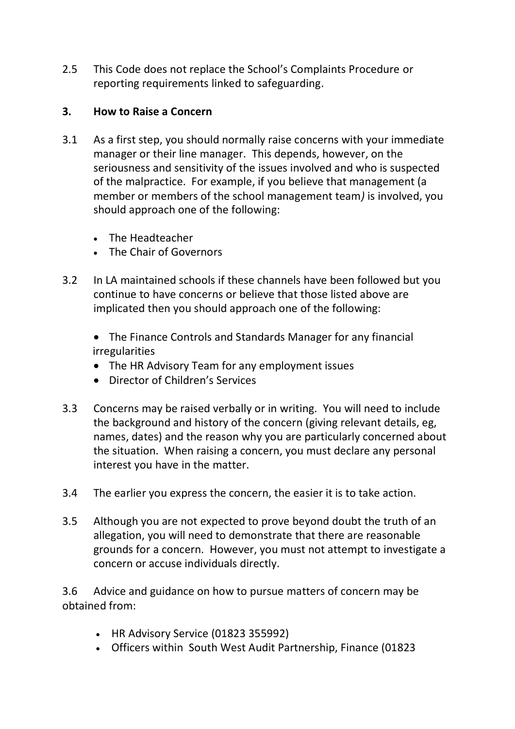2.5 This Code does not replace the School's Complaints Procedure or reporting requirements linked to safeguarding.

## 3. How to Raise a Concern

3.1 As a first step, you should normally raise concerns with your immediate manager or their line manager. This depends, however, on the seriousness and sensitivity of the issues involved and who is suspected of the malpractice. For example, if you believe that management (a member or members of the school management team*)* is involved, you should approach one of the following:

- The Headteacher
- The Chair of Governors

3.2 In LA maintained schools if these channels have been followed but you continue to have concerns or believe that those listed above are implicated then you should approach one of the following:

- The Finance Controls and Standards Manager for any financial irregularities
- The HR Advisory Team for any employment issues
- Director of Children's Services

3.3 Concerns may be raised verbally or in writing. You will need to include the background and history of the concern (giving relevant details, eg, names, dates) and the reason why you are particularly concerned about the situation. When raising a concern, you must declare any personal interest you have in the matter.

3.4 The earlier you express the concern, the easier it is to take action.

3.5 Although you are not expected to prove beyond doubt the truth of an allegation, you will need to demonstrate that there are reasonable grounds for a concern. However, you must not attempt to investigate a concern or accuse individuals directly.

3.6 Advice and guidance on how to pursue matters of concern may be obtained from:

- HR Advisory Service (01823 355992)
- Officers within South West Audit Partnership, Finance (01823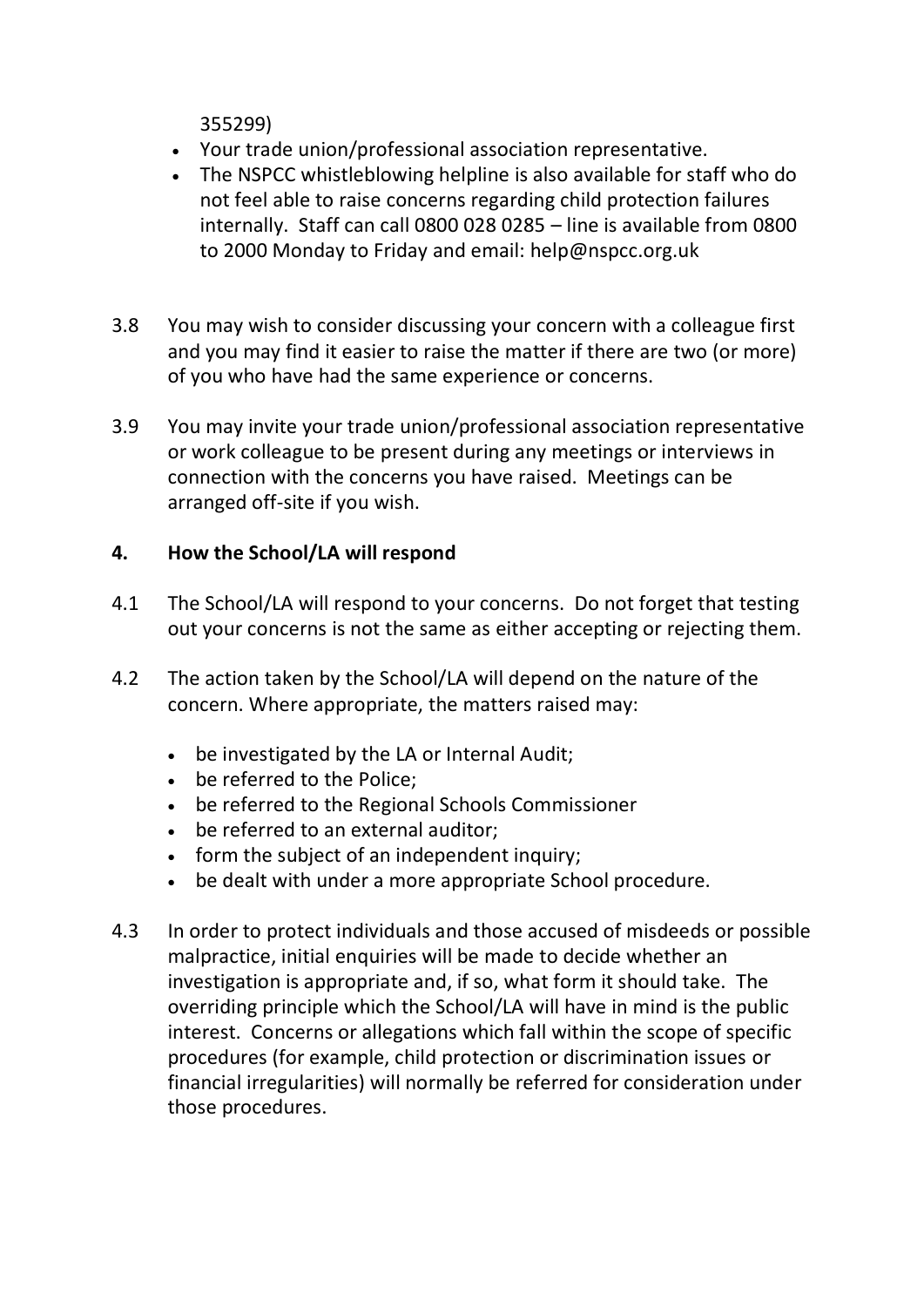355299)

- Your trade union/professional association representative.
- The NSPCC whistleblowing helpline is also available for staff who do not feel able to raise concerns regarding child protection failures internally. Staff can call 0800 028 0285 – line is available from 0800 to 2000 Monday to Friday and email: help@nspcc.org.uk

3.8 You may wish to consider discussing your concern with a colleague first and you may find it easier to raise the matter if there are two (or more) of you who have had the same experience or concerns.

3.9 You may invite your trade union/professional association representative or work colleague to be present during any meetings or interviews in connection with the concerns you have raised. Meetings can be arranged off-site if you wish.

## 4. How the School/LA will respond

4.1 The School/LA will respond to your concerns. Do not forget that testing out your concerns is not the same as either accepting or rejecting them.

4.2 The action taken by the School/LA will depend on the nature of the concern. Where appropriate, the matters raised may:

- be investigated by the LA or Internal Audit;
- be referred to the Police;
- be referred to the Regional Schools Commissioner
- be referred to an external auditor;
- form the subject of an independent inquiry;
- be dealt with under a more appropriate School procedure.

4.3 In order to protect individuals and those accused of misdeeds or possible malpractice, initial enquiries will be made to decide whether an investigation is appropriate and, if so, what form it should take. The overriding principle which the School/LA will have in mind is the public interest. Concerns or allegations which fall within the scope of specific procedures (for example, child protection or discrimination issues or financial irregularities) will normally be referred for consideration under those procedures.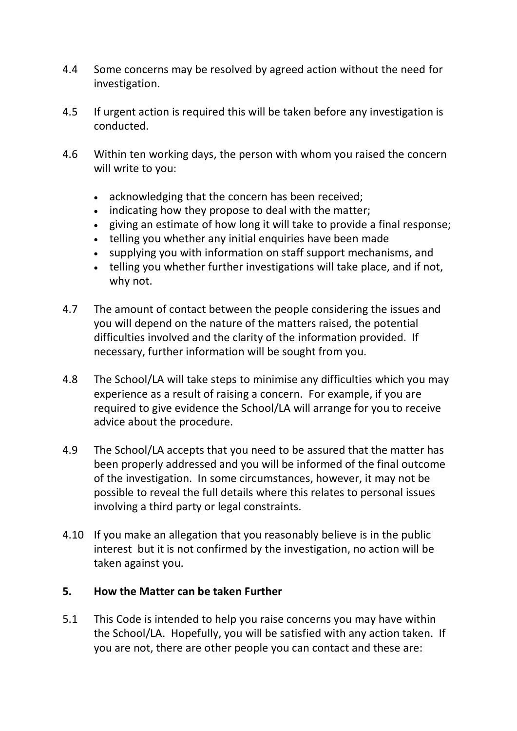4.4 Some concerns may be resolved by agreed action without the need for investigation.

4.5 If urgent action is required this will be taken before any investigation is conducted.

4.6 Within ten working days, the person with whom you raised the concern will write to you:

- acknowledging that the concern has been received;
- indicating how they propose to deal with the matter;
- giving an estimate of how long it will take to provide a final response;
- telling you whether any initial enquiries have been made
- supplying you with information on staff support mechanisms, and
- telling you whether further investigations will take place, and if not, why not.

4.7 The amount of contact between the people considering the issues and you will depend on the nature of the matters raised, the potential difficulties involved and the clarity of the information provided. If necessary, further information will be sought from you.

4.8 The School/LA will take steps to minimise any difficulties which you may experience as a result of raising a concern. For example, if you are required to give evidence the School/LA will arrange for you to receive advice about the procedure.

4.9 The School/LA accepts that you need to be assured that the matter has been properly addressed and you will be informed of the final outcome of the investigation. In some circumstances, however, it may not be possible to reveal the full details where this relates to personal issues involving a third party or legal constraints.

4.10 If you make an allegation that you reasonably believe is in the public interest but it is not confirmed by the investigation, no action will be taken against you.

## 5. How the Matter can be taken Further

5.1 This Code is intended to help you raise concerns you may have within the School/LA. Hopefully, you will be satisfied with any action taken. If you are not, there are other people you can contact and these are: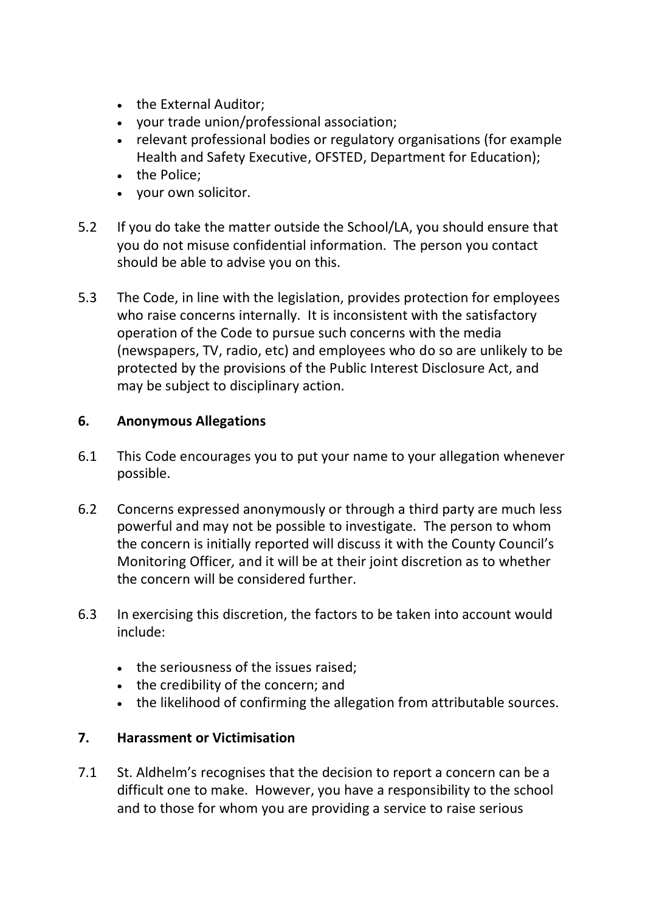- the External Auditor;
- your trade union/professional association;
- relevant professional bodies or regulatory organisations (for example Health and Safety Executive, OFSTED, Department for Education);
- the Police;
- your own solicitor.

5.2 If you do take the matter outside the School/LA, you should ensure that you do not misuse confidential information. The person you contact should be able to advise you on this.

5.3 The Code, in line with the legislation, provides protection for employees who raise concerns internally. It is inconsistent with the satisfactory operation of the Code to pursue such concerns with the media (newspapers, TV, radio, etc) and employees who do so are unlikely to be protected by the provisions of the Public Interest Disclosure Act, and may be subject to disciplinary action.

## 6. Anonymous Allegations

6.1 This Code encourages you to put your name to your allegation whenever possible.

6.2 Concerns expressed anonymously or through a third party are much less powerful and may not be possible to investigate. The person to whom the concern is initially reported will discuss it with the County Council's Monitoring Officer*,* and it will be at their joint discretion as to whether the concern will be considered further.

6.3 In exercising this discretion, the factors to be taken into account would include:

- the seriousness of the issues raised;
- the credibility of the concern; and
- the likelihood of confirming the allegation from attributable sources.

## 7. Harassment or Victimisation

7.1 St. Aldhelm's recognises that the decision to report a concern can be a difficult one to make. However, you have a responsibility to the school and to those for whom you are providing a service to raise serious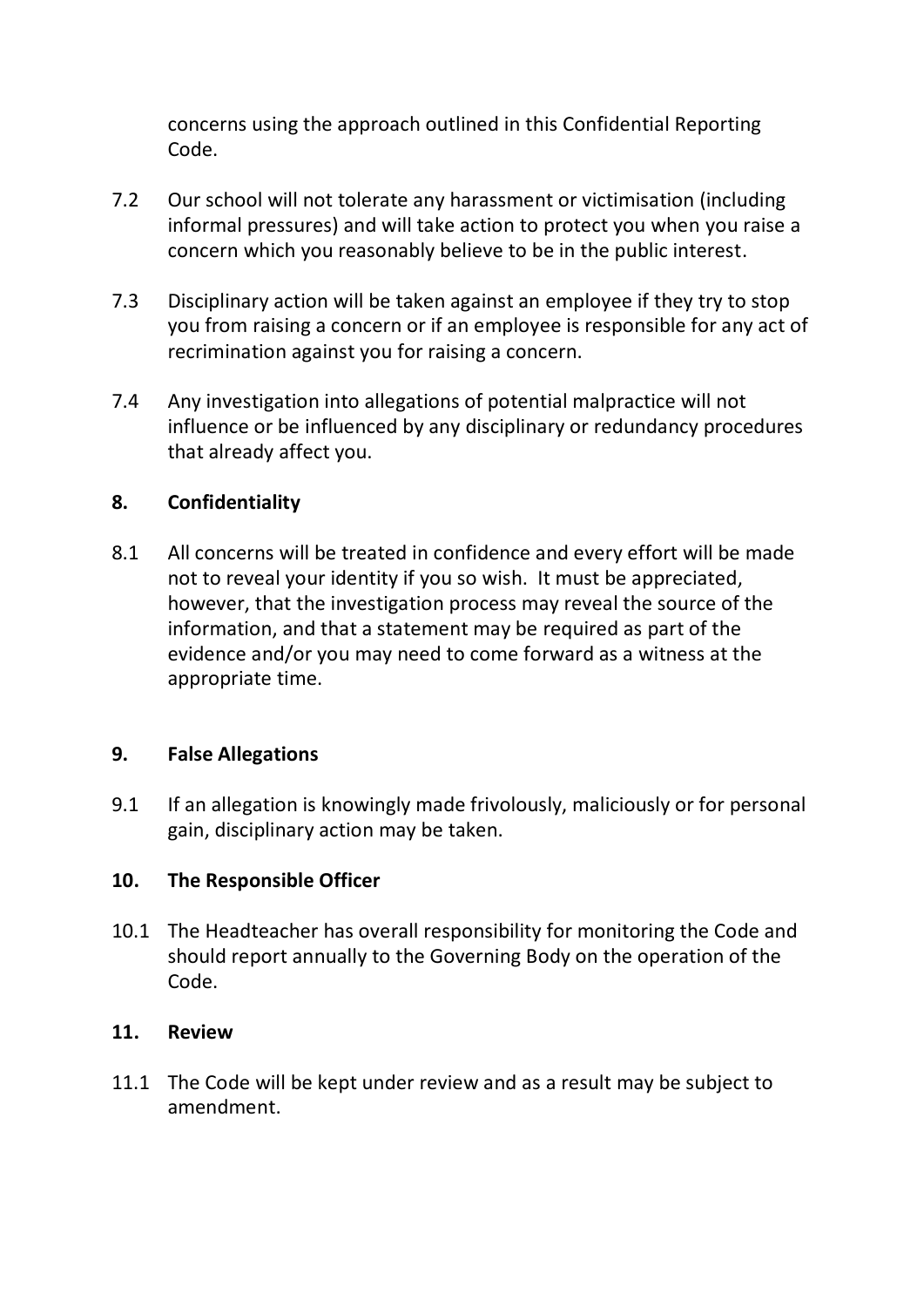concerns using the approach outlined in this Confidential Reporting Code.

7.2 Our school will not tolerate any harassment or victimisation (including informal pressures) and will take action to protect you when you raise a concern which you reasonably believe to be in the public interest.

7.3 Disciplinary action will be taken against an employee if they try to stop you from raising a concern or if an employee is responsible for any act of recrimination against you for raising a concern.

7.4 Any investigation into allegations of potential malpractice will not influence or be influenced by any disciplinary or redundancy procedures that already affect you.

## 8. Confidentiality

8.1 All concerns will be treated in confidence and every effort will be made not to reveal your identity if you so wish. It must be appreciated, however, that the investigation process may reveal the source of the information, and that a statement may be required as part of the evidence and/or you may need to come forward as a witness at the appropriate time.

## 9. False Allegations

9.1 If an allegation is knowingly made frivolously, maliciously or for personal gain, disciplinary action may be taken.

## 10. The Responsible Officer

10.1 The Headteacher has overall responsibility for monitoring the Code and should report annually to the Governing Body on the operation of the Code.

## 11. Review

11.1 The Code will be kept under review and as a result may be subject to amendment.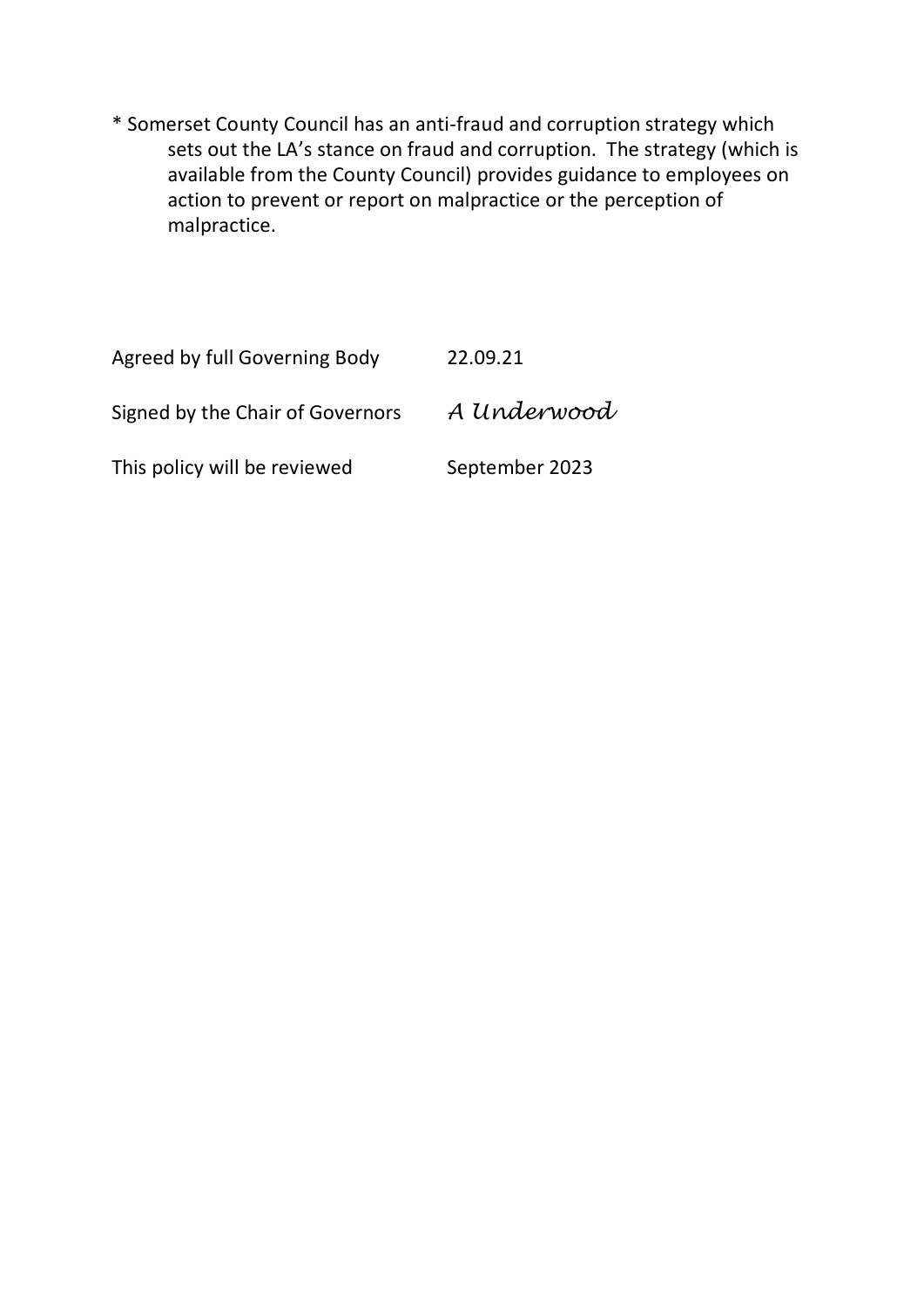* Somerset County Council has an anti-fraud and corruption strategy which sets out the LA's stance on fraud and corruption. The strategy (which is available from the County Council) provides guidance to employees on action to prevent or report on malpractice or the perception of malpractice.

| | |
|---|---|
| Agreed by full Governing Body | 22.09.21 |
| Signed by the Chair of Governors | *A Underwood* |
| This policy will be reviewed | September 2023 |